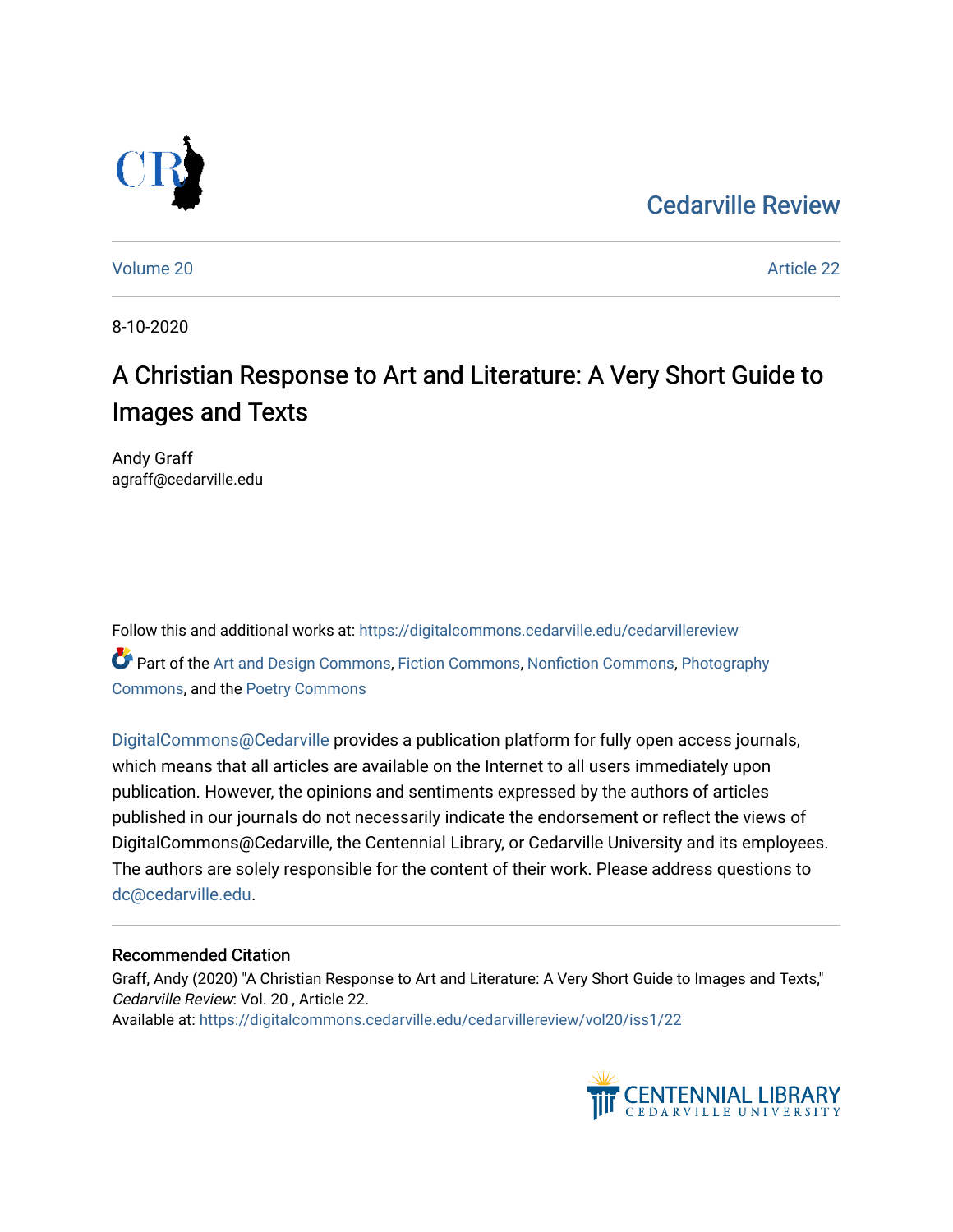Cedarville Review

Volume 20 | Article 22

8-10-2020

# A Christian Response to Art and Literature: A Very Short Guide to Images and Texts

Andy Graff
agraff@cedarville.edu

Follow this and additional works at: https://digitalcommons.cedarville.edu/cedarvillereview

Part of the Art and Design Commons, Fiction Commons, Nonfiction Commons, Photography Commons, and the Poetry Commons

DigitalCommons@Cedarville provides a publication platform for fully open access journals, which means that all articles are available on the Internet to all users immediately upon publication. However, the opinions and sentiments expressed by the authors of articles published in our journals do not necessarily indicate the endorsement or reflect the views of DigitalCommons@Cedarville, the Centennial Library, or Cedarville University and its employees. The authors are solely responsible for the content of their work. Please address questions to dc@cedarville.edu.

## Recommended Citation

Graff, Andy (2020) "A Christian Response to Art and Literature: A Very Short Guide to Images and Texts," *Cedarville Review*: Vol. 20 , Article 22.
Available at: https://digitalcommons.cedarville.edu/cedarvillereview/vol20/iss1/22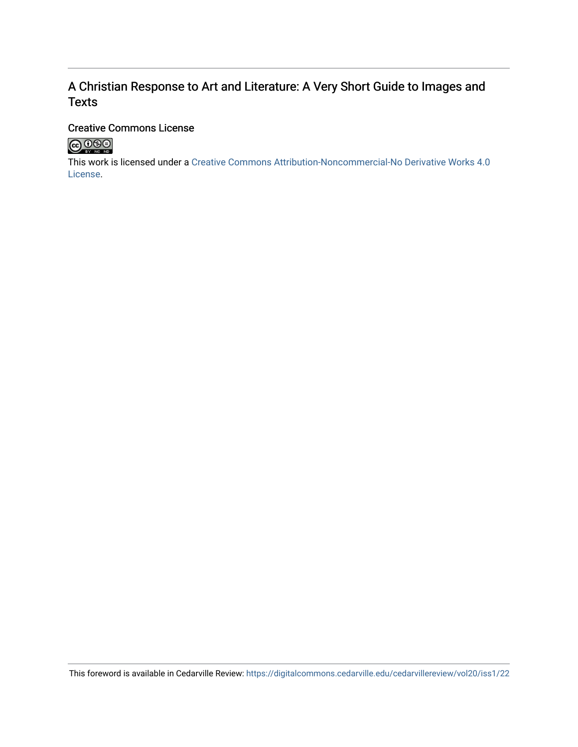# A Christian Response to Art and Literature: A Very Short Guide to Images and Texts

## Creative Commons License

This work is licensed under a Creative Commons Attribution-Noncommercial-No Derivative Works 4.0 License.

This foreword is available in Cedarville Review: https://digitalcommons.cedarville.edu/cedarvillereview/vol20/iss1/22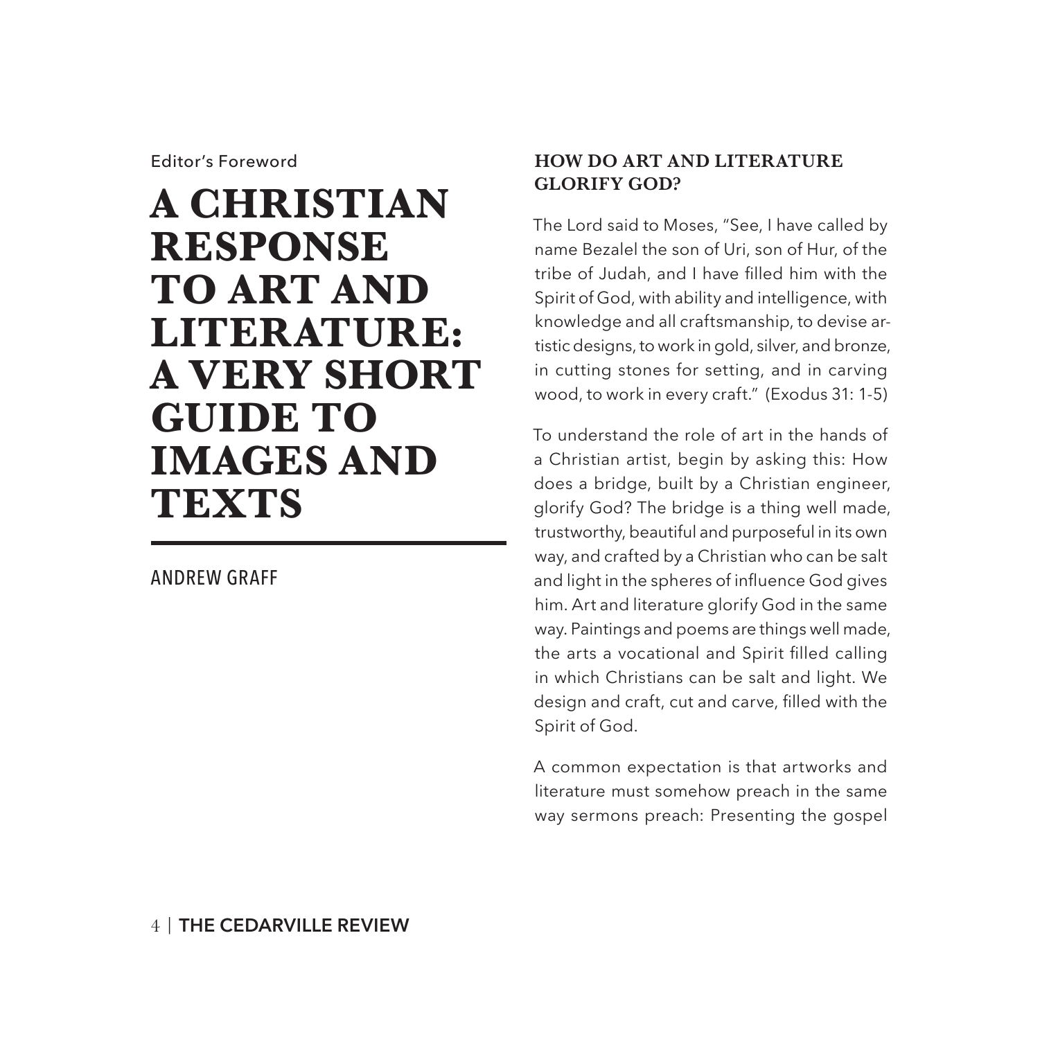Editor's Foreword

# A CHRISTIAN RESPONSE TO ART AND LITERATURE: A VERY SHORT GUIDE TO IMAGES AND TEXTS

ANDREW GRAFF

## HOW DO ART AND LITERATURE GLORIFY GOD?

The Lord said to Moses, "See, I have called by name Bezalel the son of Uri, son of Hur, of the tribe of Judah, and I have filled him with the Spirit of God, with ability and intelligence, with knowledge and all craftsmanship, to devise artistic designs, to work in gold, silver, and bronze, in cutting stones for setting, and in carving wood, to work in every craft." (Exodus 31: 1-5)

To understand the role of art in the hands of a Christian artist, begin by asking this: How does a bridge, built by a Christian engineer, glorify God? The bridge is a thing well made, trustworthy, beautiful and purposeful in its own way, and crafted by a Christian who can be salt and light in the spheres of influence God gives him. Art and literature glorify God in the same way. Paintings and poems are things well made, the arts a vocational and Spirit filled calling in which Christians can be salt and light. We design and craft, cut and carve, filled with the Spirit of God.

A common expectation is that artworks and literature must somehow preach in the same way sermons preach: Presenting the gospel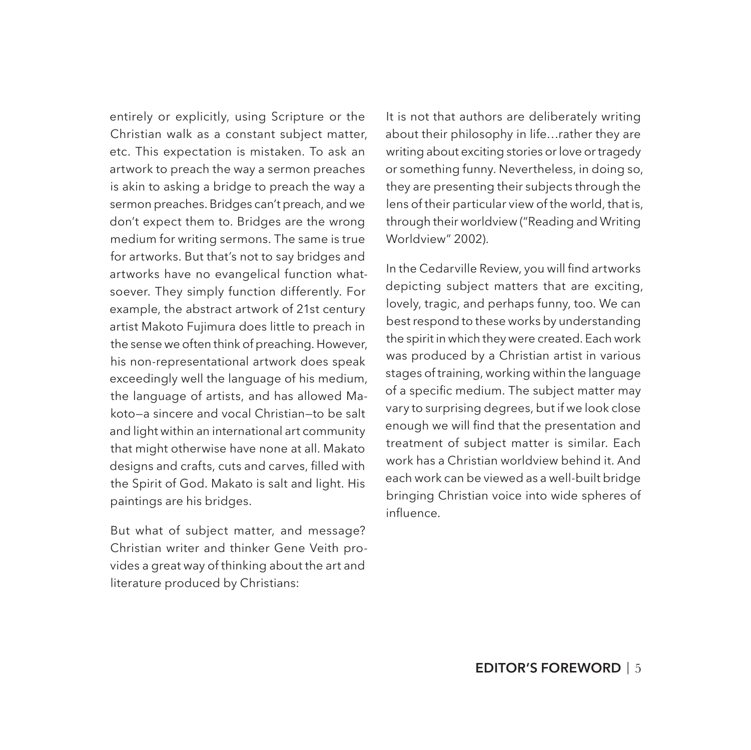entirely or explicitly, using Scripture or the Christian walk as a constant subject matter, etc. This expectation is mistaken. To ask an artwork to preach the way a sermon preaches is akin to asking a bridge to preach the way a sermon preaches. Bridges can't preach, and we don't expect them to. Bridges are the wrong medium for writing sermons. The same is true for artworks. But that's not to say bridges and artworks have no evangelical function whatsoever. They simply function differently. For example, the abstract artwork of 21st century artist Makoto Fujimura does little to preach in the sense we often think of preaching. However, his non-representational artwork does speak exceedingly well the language of his medium, the language of artists, and has allowed Makoto—a sincere and vocal Christian—to be salt and light within an international art community that might otherwise have none at all. Makato designs and crafts, cuts and carves, filled with the Spirit of God. Makato is salt and light. His paintings are his bridges.

But what of subject matter, and message? Christian writer and thinker Gene Veith provides a great way of thinking about the art and literature produced by Christians:

It is not that authors are deliberately writing about their philosophy in life…rather they are writing about exciting stories or love or tragedy or something funny. Nevertheless, in doing so, they are presenting their subjects through the lens of their particular view of the world, that is, through their worldview ("Reading and Writing Worldview" 2002).

In the Cedarville Review, you will find artworks depicting subject matters that are exciting, lovely, tragic, and perhaps funny, too. We can best respond to these works by understanding the spirit in which they were created. Each work was produced by a Christian artist in various stages of training, working within the language of a specific medium. The subject matter may vary to surprising degrees, but if we look close enough we will find that the presentation and treatment of subject matter is similar. Each work has a Christian worldview behind it. And each work can be viewed as a well-built bridge bringing Christian voice into wide spheres of influence.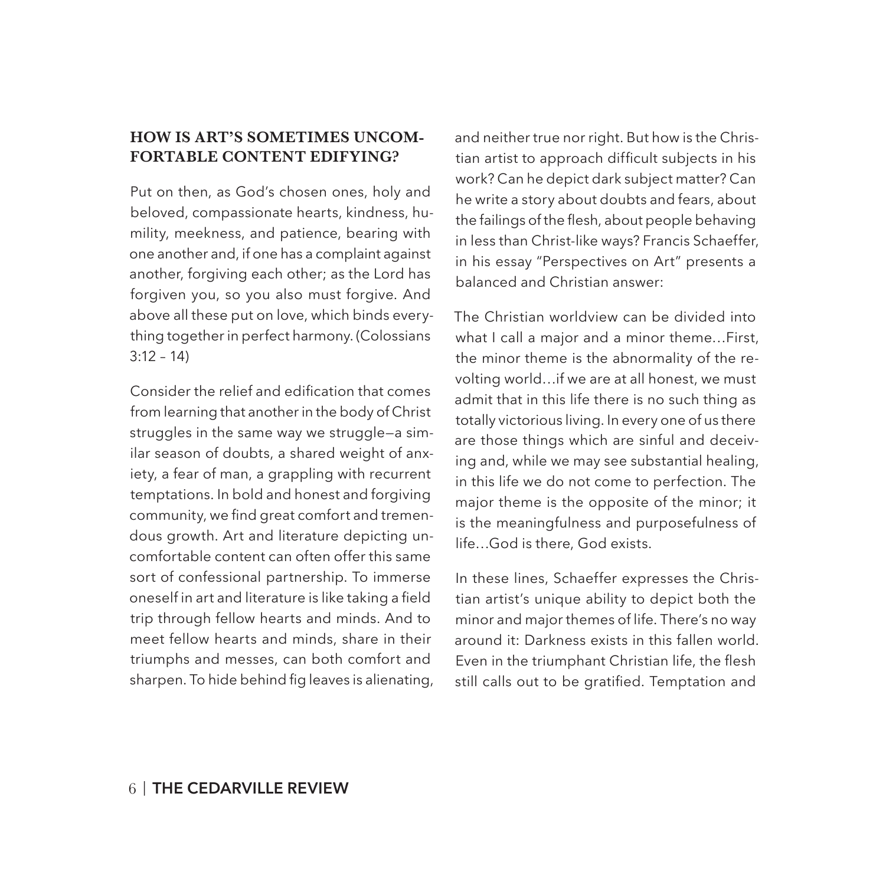### HOW IS ART'S SOMETIMES UNCOMFORTABLE CONTENT EDIFYING?

Put on then, as God's chosen ones, holy and beloved, compassionate hearts, kindness, humility, meekness, and patience, bearing with one another and, if one has a complaint against another, forgiving each other; as the Lord has forgiven you, so you also must forgive. And above all these put on love, which binds everything together in perfect harmony. (Colossians 3:12 – 14)

Consider the relief and edification that comes from learning that another in the body of Christ struggles in the same way we struggle—a similar season of doubts, a shared weight of anxiety, a fear of man, a grappling with recurrent temptations. In bold and honest and forgiving community, we find great comfort and tremendous growth. Art and literature depicting uncomfortable content can often offer this same sort of confessional partnership. To immerse oneself in art and literature is like taking a field trip through fellow hearts and minds. And to meet fellow hearts and minds, share in their triumphs and messes, can both comfort and sharpen. To hide behind fig leaves is alienating, and neither true nor right. But how is the Christian artist to approach difficult subjects in his work? Can he depict dark subject matter? Can he write a story about doubts and fears, about the failings of the flesh, about people behaving in less than Christ-like ways? Francis Schaeffer, in his essay "Perspectives on Art" presents a balanced and Christian answer:

> The Christian worldview can be divided into what I call a major and a minor theme…First, the minor theme is the abnormality of the revolting world…if we are at all honest, we must admit that in this life there is no such thing as totally victorious living. In every one of us there are those things which are sinful and deceiving and, while we may see substantial healing, in this life we do not come to perfection. The major theme is the opposite of the minor; it is the meaningfulness and purposefulness of life…God is there, God exists.

In these lines, Schaeffer expresses the Christian artist's unique ability to depict both the minor and major themes of life. There's no way around it: Darkness exists in this fallen world. Even in the triumphant Christian life, the flesh still calls out to be gratified. Temptation and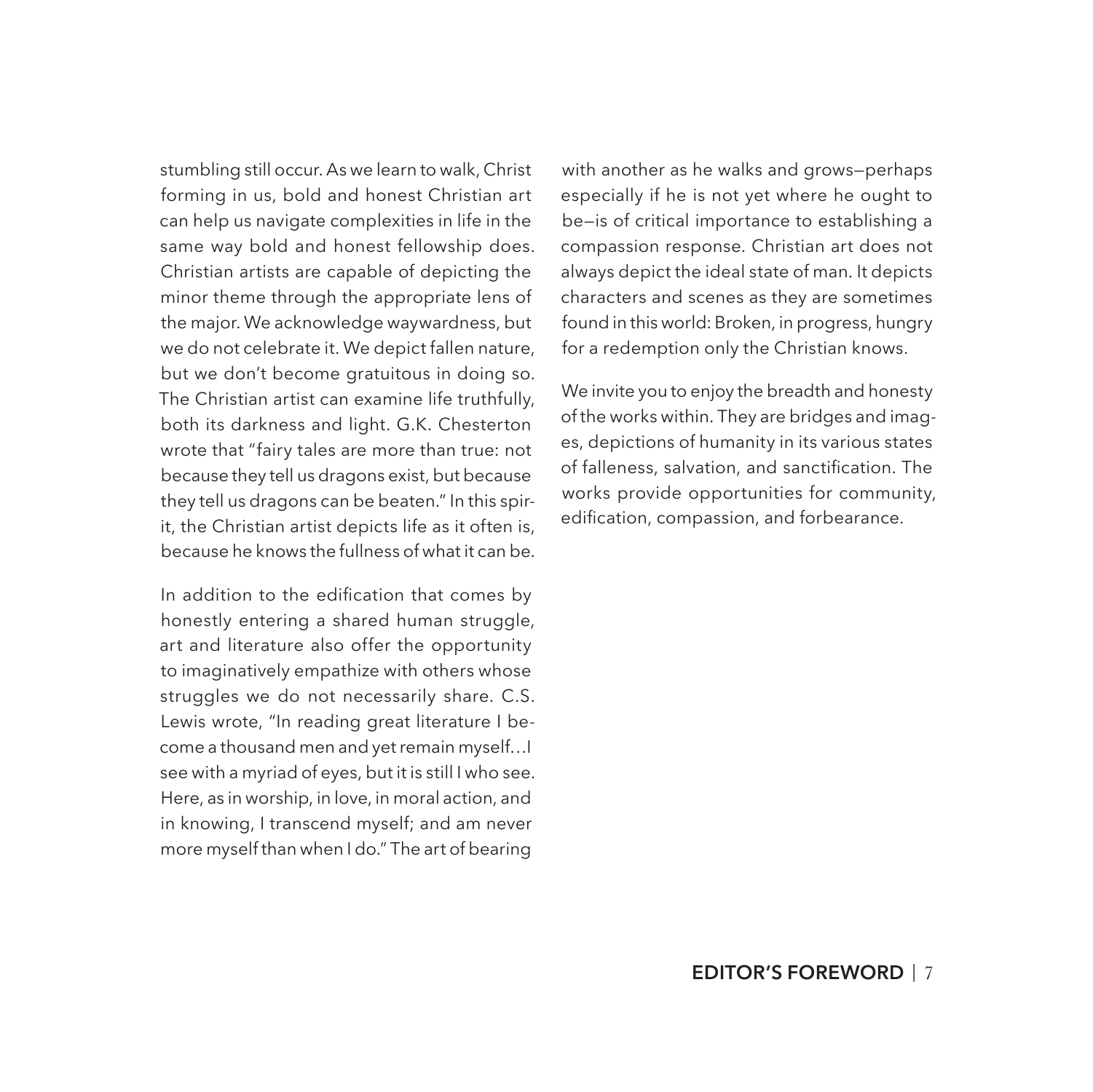stumbling still occur. As we learn to walk, Christ forming in us, bold and honest Christian art can help us navigate complexities in life in the same way bold and honest fellowship does. Christian artists are capable of depicting the minor theme through the appropriate lens of the major. We acknowledge waywardness, but we do not celebrate it. We depict fallen nature, but we don't become gratuitous in doing so. The Christian artist can examine life truthfully, both its darkness and light. G.K. Chesterton wrote that "fairy tales are more than true: not because they tell us dragons exist, but because they tell us dragons can be beaten." In this spirit, the Christian artist depicts life as it often is, because he knows the fullness of what it can be.

In addition to the edification that comes by honestly entering a shared human struggle, art and literature also offer the opportunity to imaginatively empathize with others whose struggles we do not necessarily share. C.S. Lewis wrote, "In reading great literature I become a thousand men and yet remain myself…I see with a myriad of eyes, but it is still I who see. Here, as in worship, in love, in moral action, and in knowing, I transcend myself; and am never more myself than when I do." The art of bearing with another as he walks and grows—perhaps especially if he is not yet where he ought to be—is of critical importance to establishing a compassion response. Christian art does not always depict the ideal state of man. It depicts characters and scenes as they are sometimes found in this world: Broken, in progress, hungry for a redemption only the Christian knows.

We invite you to enjoy the breadth and honesty of the works within. They are bridges and images, depictions of humanity in its various states of falleness, salvation, and sanctification. The works provide opportunities for community, edification, compassion, and forbearance.